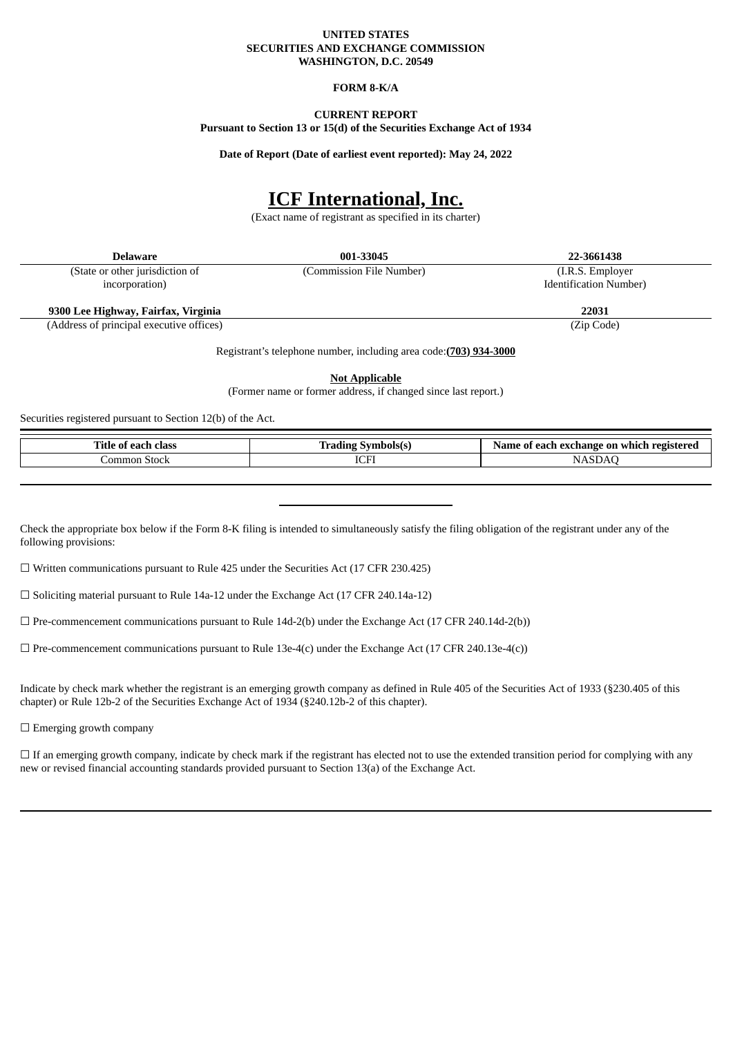**UNITED STATES**
**SECURITIES AND EXCHANGE COMMISSION**
**WASHINGTON, D.C. 20549**

**FORM 8-K/A**

**CURRENT REPORT**
**Pursuant to Section 13 or 15(d) of the Securities Exchange Act of 1934**

**Date of Report (Date of earliest event reported): May 24, 2022**

# ICF International, Inc.

(Exact name of registrant as specified in its charter)

| **Delaware** | **001-33045** | **22-3661438** |
|---|---|---|
| (State or other jurisdiction of incorporation) | (Commission File Number) | (I.R.S. Employer Identification Number) |

| **9300 Lee Highway, Fairfax, Virginia** | **22031** |
|---|---|
| (Address of principal executive offices) | (Zip Code) |

Registrant's telephone number, including area code:**(703) 934-3000**

**Not Applicable**
(Former name or former address, if changed since last report.)

Securities registered pursuant to Section 12(b) of the Act.

| Title of each class | Trading Symbols(s) | Name of each exchange on which registered |
|---|---|---|
| Common Stock | ICFI | NASDAQ |

Check the appropriate box below if the Form 8-K filing is intended to simultaneously satisfy the filing obligation of the registrant under any of the following provisions:

☐ Written communications pursuant to Rule 425 under the Securities Act (17 CFR 230.425)

☐ Soliciting material pursuant to Rule 14a-12 under the Exchange Act (17 CFR 240.14a-12)

☐ Pre-commencement communications pursuant to Rule 14d-2(b) under the Exchange Act (17 CFR 240.14d-2(b))

☐ Pre-commencement communications pursuant to Rule 13e-4(c) under the Exchange Act (17 CFR 240.13e-4(c))

Indicate by check mark whether the registrant is an emerging growth company as defined in Rule 405 of the Securities Act of 1933 (§230.405 of this chapter) or Rule 12b-2 of the Securities Exchange Act of 1934 (§240.12b-2 of this chapter).

☐ Emerging growth company

☐ If an emerging growth company, indicate by check mark if the registrant has elected not to use the extended transition period for complying with any new or revised financial accounting standards provided pursuant to Section 13(a) of the Exchange Act.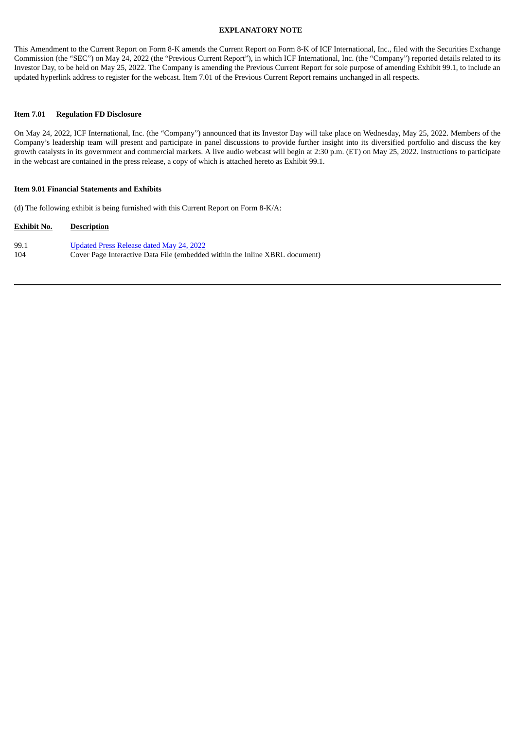## EXPLANATORY NOTE

This Amendment to the Current Report on Form 8-K amends the Current Report on Form 8-K of ICF International, Inc., filed with the Securities Exchange Commission (the "SEC") on May 24, 2022 (the "Previous Current Report"), in which ICF International, Inc. (the "Company") reported details related to its Investor Day, to be held on May 25, 2022. The Company is amending the Previous Current Report for sole purpose of amending Exhibit 99.1, to include an updated hyperlink address to register for the webcast. Item 7.01 of the Previous Current Report remains unchanged in all respects.

**Item 7.01 Regulation FD Disclosure**

On May 24, 2022, ICF International, Inc. (the "Company") announced that its Investor Day will take place on Wednesday, May 25, 2022. Members of the Company's leadership team will present and participate in panel discussions to provide further insight into its diversified portfolio and discuss the key growth catalysts in its government and commercial markets. A live audio webcast will begin at 2:30 p.m. (ET) on May 25, 2022. Instructions to participate in the webcast are contained in the press release, a copy of which is attached hereto as Exhibit 99.1.

**Item 9.01 Financial Statements and Exhibits**

(d) The following exhibit is being furnished with this Current Report on Form 8-K/A:

| Exhibit No. | Description |
|---|---|
| 99.1 | Updated Press Release dated May 24, 2022 |
| 104 | Cover Page Interactive Data File (embedded within the Inline XBRL document) |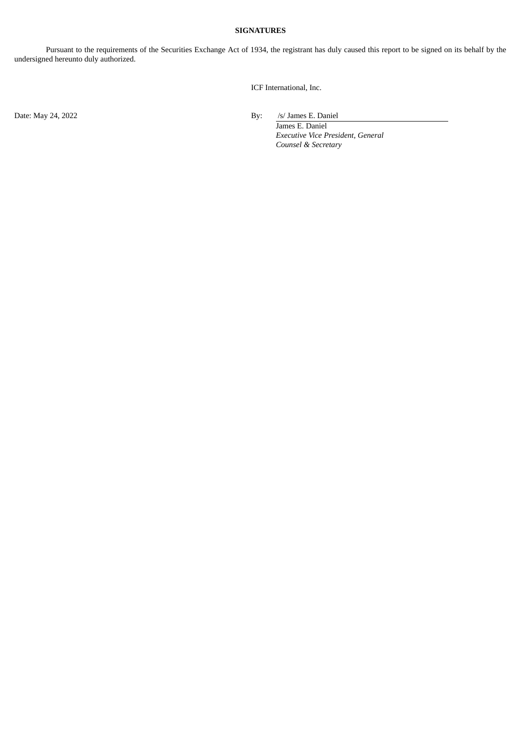**SIGNATURES**

Pursuant to the requirements of the Securities Exchange Act of 1934, the registrant has duly caused this report to be signed on its behalf by the undersigned hereunto duly authorized.

ICF International, Inc.

Date: May 24, 2022

By: /s/ James E. Daniel

James E. Daniel
*Executive Vice President, General Counsel & Secretary*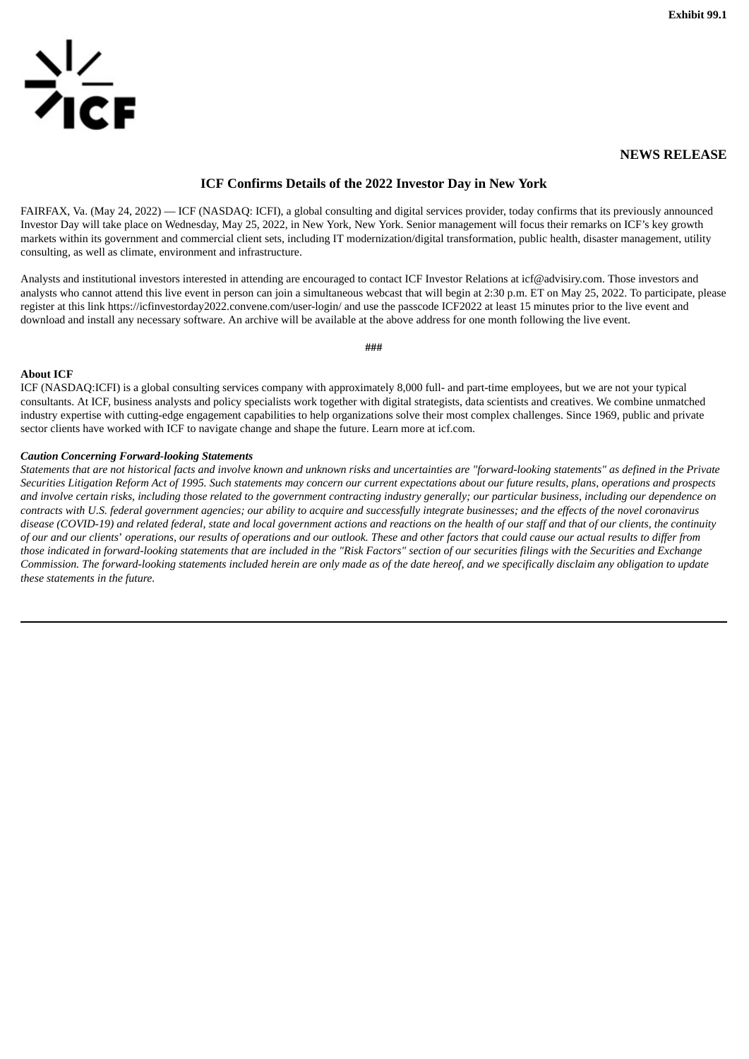**Exhibit 99.1**

**NEWS RELEASE**

## ICF Confirms Details of the 2022 Investor Day in New York

FAIRFAX, Va. (May 24, 2022) — ICF (NASDAQ: ICFI), a global consulting and digital services provider, today confirms that its previously announced Investor Day will take place on Wednesday, May 25, 2022, in New York, New York. Senior management will focus their remarks on ICF's key growth markets within its government and commercial client sets, including IT modernization/digital transformation, public health, disaster management, utility consulting, as well as climate, environment and infrastructure.

Analysts and institutional investors interested in attending are encouraged to contact ICF Investor Relations at icf@advisiry.com. Those investors and analysts who cannot attend this live event in person can join a simultaneous webcast that will begin at 2:30 p.m. ET on May 25, 2022. To participate, please register at this link https://icfinvestorday2022.convene.com/user-login/ and use the passcode ICF2022 at least 15 minutes prior to the live event and download and install any necessary software. An archive will be available at the above address for one month following the live event.

###

**About ICF**

ICF (NASDAQ:ICFI) is a global consulting services company with approximately 8,000 full- and part-time employees, but we are not your typical consultants. At ICF, business analysts and policy specialists work together with digital strategists, data scientists and creatives. We combine unmatched industry expertise with cutting-edge engagement capabilities to help organizations solve their most complex challenges. Since 1969, public and private sector clients have worked with ICF to navigate change and shape the future. Learn more at icf.com.

***Caution Concerning Forward-looking Statements***

*Statements that are not historical facts and involve known and unknown risks and uncertainties are "forward-looking statements" as defined in the Private Securities Litigation Reform Act of 1995. Such statements may concern our current expectations about our future results, plans, operations and prospects and involve certain risks, including those related to the government contracting industry generally; our particular business, including our dependence on contracts with U.S. federal government agencies; our ability to acquire and successfully integrate businesses; and the effects of the novel coronavirus disease (COVID-19) and related federal, state and local government actions and reactions on the health of our staff and that of our clients, the continuity of our and our clients' operations, our results of operations and our outlook. These and other factors that could cause our actual results to differ from those indicated in forward-looking statements that are included in the "Risk Factors" section of our securities filings with the Securities and Exchange Commission. The forward-looking statements included herein are only made as of the date hereof, and we specifically disclaim any obligation to update these statements in the future.*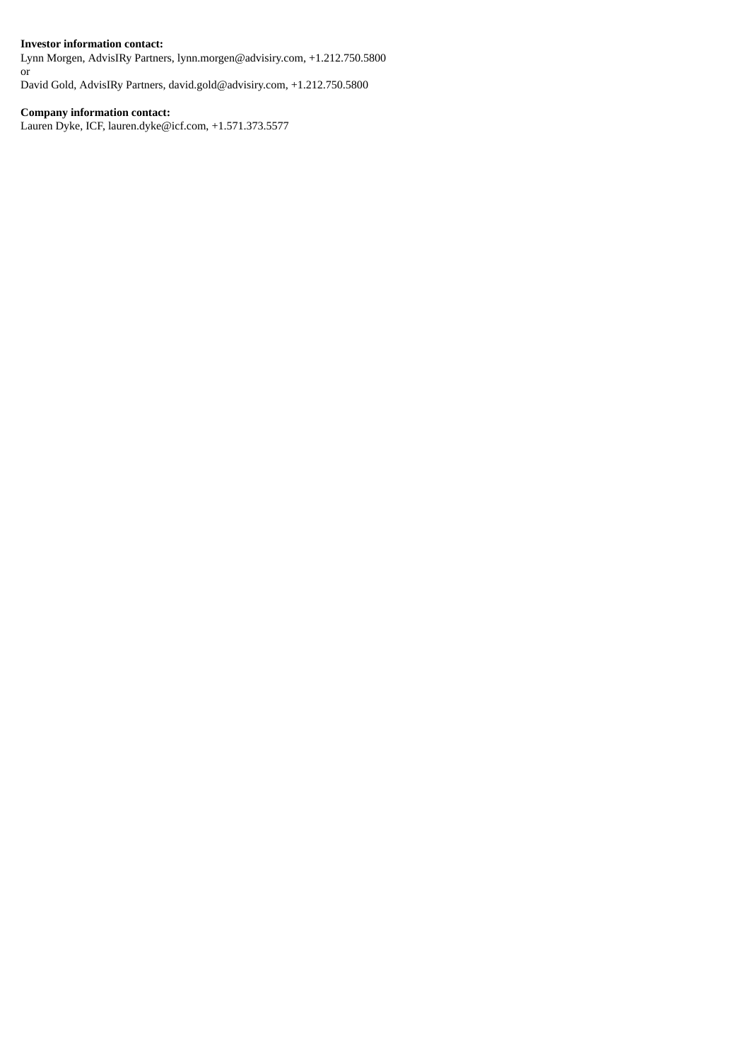**Investor information contact:**
Lynn Morgen, AdvisIRy Partners, lynn.morgen@advisiry.com, +1.212.750.5800
or
David Gold, AdvisIRy Partners, david.gold@advisiry.com, +1.212.750.5800

**Company information contact:**
Lauren Dyke, ICF, lauren.dyke@icf.com, +1.571.373.5577